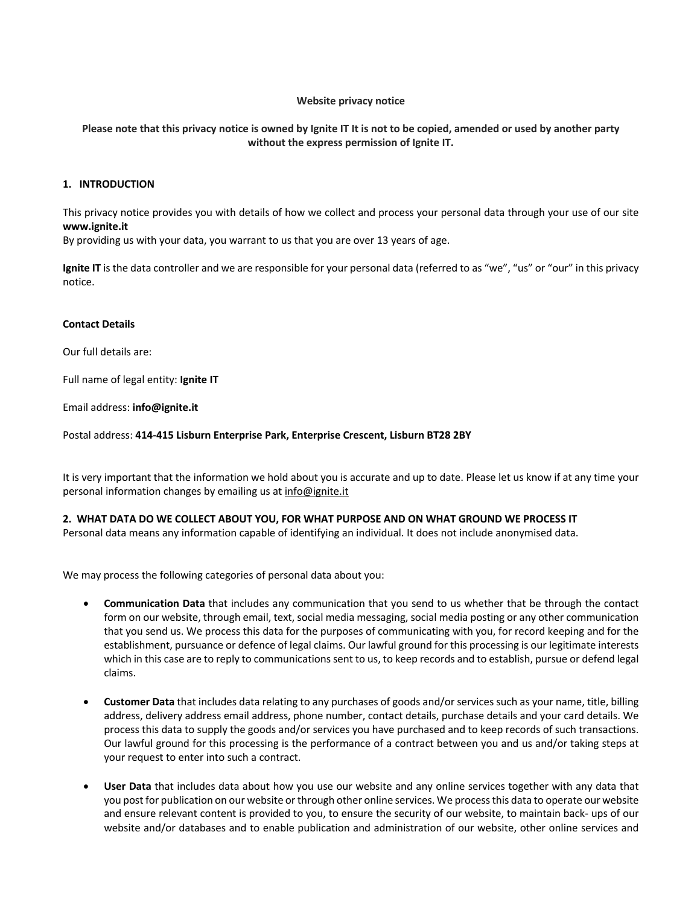**Website privacy notice**

**Please note that this privacy notice is owned by Ignite IT It is not to be copied, amended or used by another party without the express permission of Ignite IT.**

## 1. INTRODUCTION

This privacy notice provides you with details of how we collect and process your personal data through your use of our site **www.ignite.it**
By providing us with your data, you warrant to us that you are over 13 years of age.

**Ignite IT** is the data controller and we are responsible for your personal data (referred to as "we", "us" or "our" in this privacy notice.

### Contact Details

Our full details are:

Full name of legal entity: **Ignite IT**

Email address: **info@ignite.it**

Postal address: **414-415 Lisburn Enterprise Park, Enterprise Crescent, Lisburn BT28 2BY**

It is very important that the information we hold about you is accurate and up to date. Please let us know if at any time your personal information changes by emailing us at info@ignite.it

## 2. WHAT DATA DO WE COLLECT ABOUT YOU, FOR WHAT PURPOSE AND ON WHAT GROUND WE PROCESS IT

Personal data means any information capable of identifying an individual. It does not include anonymised data.

We may process the following categories of personal data about you:

- **Communication Data** that includes any communication that you send to us whether that be through the contact form on our website, through email, text, social media messaging, social media posting or any other communication that you send us. We process this data for the purposes of communicating with you, for record keeping and for the establishment, pursuance or defence of legal claims. Our lawful ground for this processing is our legitimate interests which in this case are to reply to communications sent to us, to keep records and to establish, pursue or defend legal claims.

- **Customer Data** that includes data relating to any purchases of goods and/or services such as your name, title, billing address, delivery address email address, phone number, contact details, purchase details and your card details. We process this data to supply the goods and/or services you have purchased and to keep records of such transactions. Our lawful ground for this processing is the performance of a contract between you and us and/or taking steps at your request to enter into such a contract.

- **User Data** that includes data about how you use our website and any online services together with any data that you post for publication on our website or through other online services. We process this data to operate our website and ensure relevant content is provided to you, to ensure the security of our website, to maintain back- ups of our website and/or databases and to enable publication and administration of our website, other online services and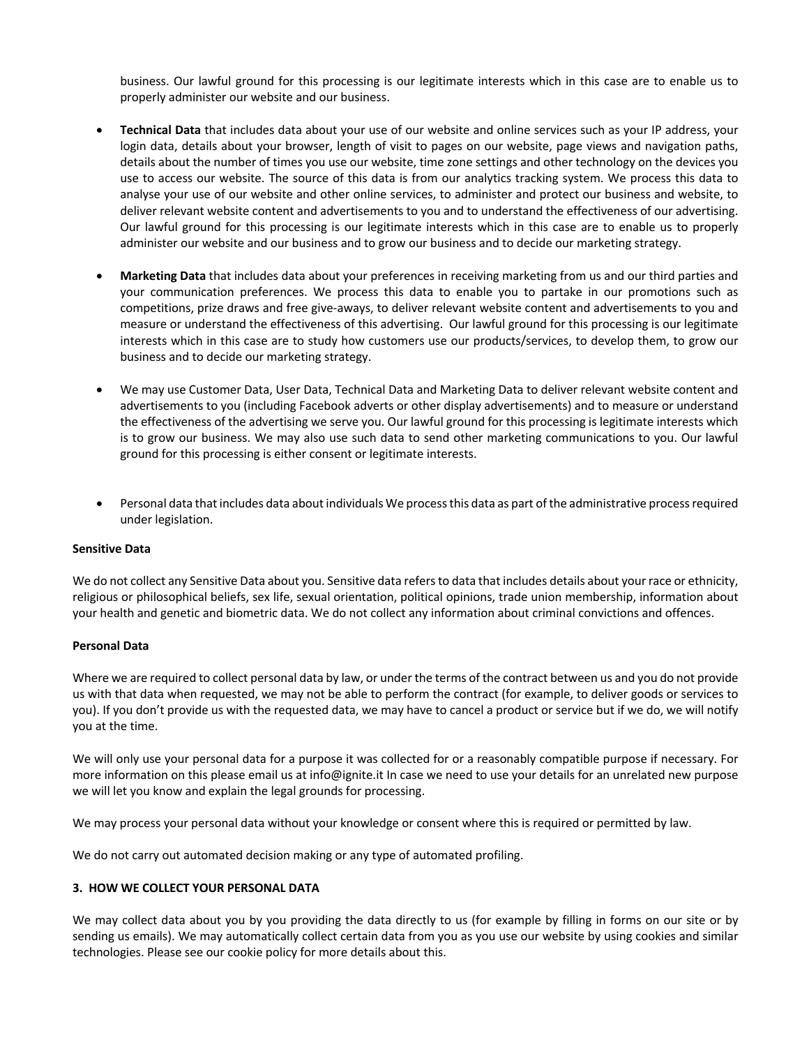business. Our lawful ground for this processing is our legitimate interests which in this case are to enable us to properly administer our website and our business.

- **Technical Data** that includes data about your use of our website and online services such as your IP address, your login data, details about your browser, length of visit to pages on our website, page views and navigation paths, details about the number of times you use our website, time zone settings and other technology on the devices you use to access our website. The source of this data is from our analytics tracking system. We process this data to analyse your use of our website and other online services, to administer and protect our business and website, to deliver relevant website content and advertisements to you and to understand the effectiveness of our advertising. Our lawful ground for this processing is our legitimate interests which in this case are to enable us to properly administer our website and our business and to grow our business and to decide our marketing strategy.

- **Marketing Data** that includes data about your preferences in receiving marketing from us and our third parties and your communication preferences. We process this data to enable you to partake in our promotions such as competitions, prize draws and free give-aways, to deliver relevant website content and advertisements to you and measure or understand the effectiveness of this advertising. Our lawful ground for this processing is our legitimate interests which in this case are to study how customers use our products/services, to develop them, to grow our business and to decide our marketing strategy.

- We may use Customer Data, User Data, Technical Data and Marketing Data to deliver relevant website content and advertisements to you (including Facebook adverts or other display advertisements) and to measure or understand the effectiveness of the advertising we serve you. Our lawful ground for this processing is legitimate interests which is to grow our business. We may also use such data to send other marketing communications to you. Our lawful ground for this processing is either consent or legitimate interests.

- Personal data that includes data about individuals We process this data as part of the administrative process required under legislation.

**Sensitive Data**

We do not collect any Sensitive Data about you. Sensitive data refers to data that includes details about your race or ethnicity, religious or philosophical beliefs, sex life, sexual orientation, political opinions, trade union membership, information about your health and genetic and biometric data. We do not collect any information about criminal convictions and offences.

**Personal Data**

Where we are required to collect personal data by law, or under the terms of the contract between us and you do not provide us with that data when requested, we may not be able to perform the contract (for example, to deliver goods or services to you). If you don't provide us with the requested data, we may have to cancel a product or service but if we do, we will notify you at the time.

We will only use your personal data for a purpose it was collected for or a reasonably compatible purpose if necessary. For more information on this please email us at info@ignite.it In case we need to use your details for an unrelated new purpose we will let you know and explain the legal grounds for processing.

We may process your personal data without your knowledge or consent where this is required or permitted by law.

We do not carry out automated decision making or any type of automated profiling.

**3. HOW WE COLLECT YOUR PERSONAL DATA**

We may collect data about you by you providing the data directly to us (for example by filling in forms on our site or by sending us emails). We may automatically collect certain data from you as you use our website by using cookies and similar technologies. Please see our cookie policy for more details about this.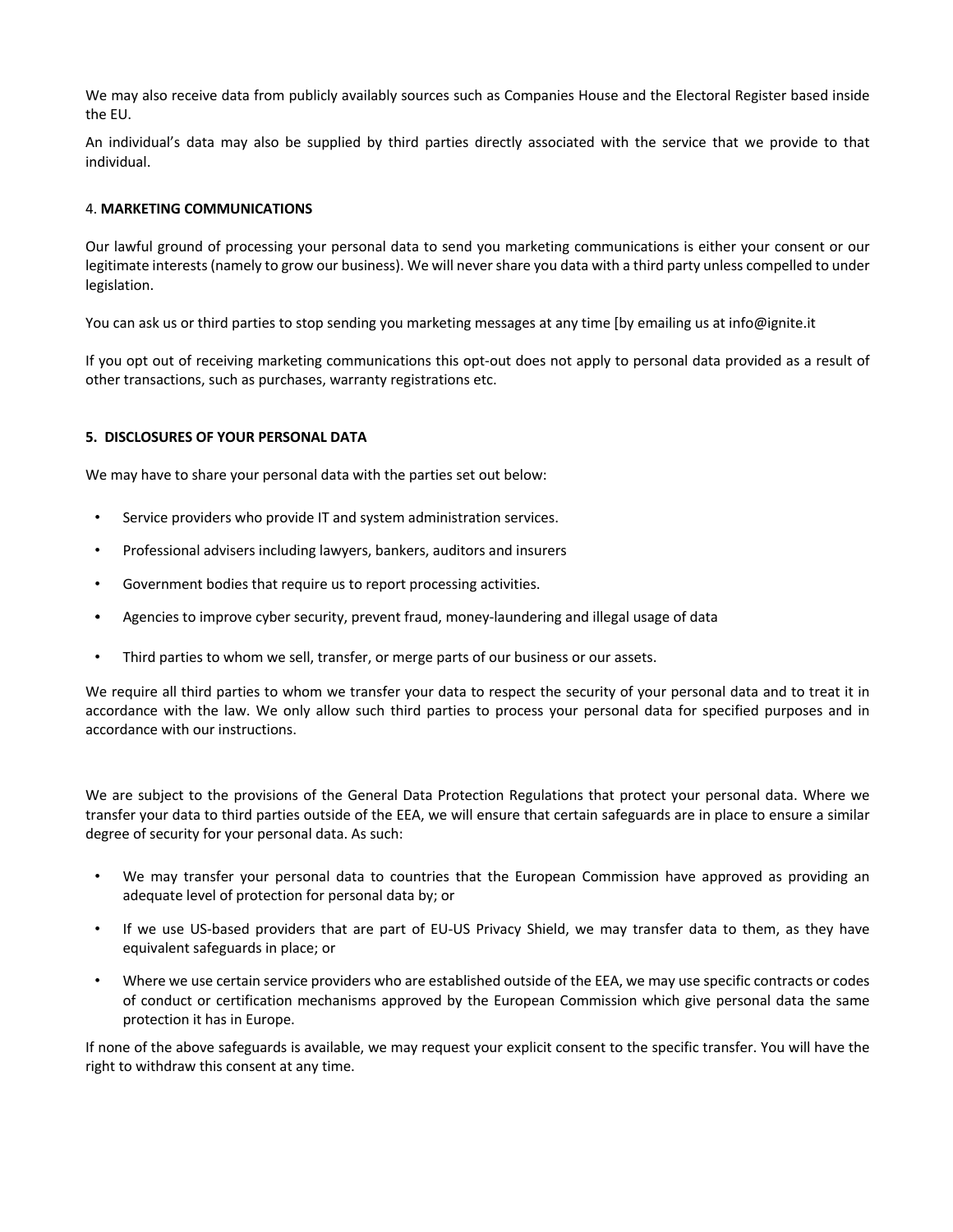We may also receive data from publicly availably sources such as Companies House and the Electoral Register based inside the EU.

An individual's data may also be supplied by third parties directly associated with the service that we provide to that individual.

4. **MARKETING COMMUNICATIONS**

Our lawful ground of processing your personal data to send you marketing communications is either your consent or our legitimate interests (namely to grow our business). We will never share you data with a third party unless compelled to under legislation.

You can ask us or third parties to stop sending you marketing messages at any time [by emailing us at info@ignite.it

If you opt out of receiving marketing communications this opt-out does not apply to personal data provided as a result of other transactions, such as purchases, warranty registrations etc.

**5. DISCLOSURES OF YOUR PERSONAL DATA**

We may have to share your personal data with the parties set out below:

- Service providers who provide IT and system administration services.
- Professional advisers including lawyers, bankers, auditors and insurers
- Government bodies that require us to report processing activities.
- Agencies to improve cyber security, prevent fraud, money-laundering and illegal usage of data
- Third parties to whom we sell, transfer, or merge parts of our business or our assets.

We require all third parties to whom we transfer your data to respect the security of your personal data and to treat it in accordance with the law. We only allow such third parties to process your personal data for specified purposes and in accordance with our instructions.

We are subject to the provisions of the General Data Protection Regulations that protect your personal data. Where we transfer your data to third parties outside of the EEA, we will ensure that certain safeguards are in place to ensure a similar degree of security for your personal data. As such:

- We may transfer your personal data to countries that the European Commission have approved as providing an adequate level of protection for personal data by; or
- If we use US-based providers that are part of EU-US Privacy Shield, we may transfer data to them, as they have equivalent safeguards in place; or
- Where we use certain service providers who are established outside of the EEA, we may use specific contracts or codes of conduct or certification mechanisms approved by the European Commission which give personal data the same protection it has in Europe.

If none of the above safeguards is available, we may request your explicit consent to the specific transfer. You will have the right to withdraw this consent at any time.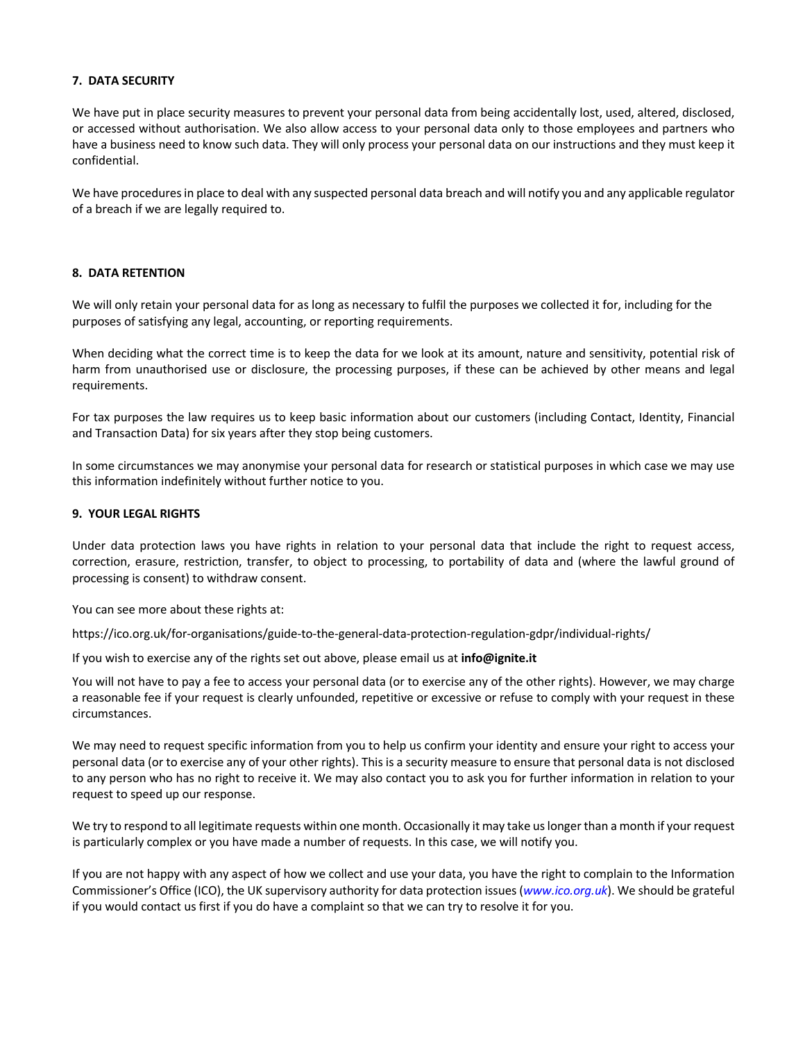## 7. DATA SECURITY

We have put in place security measures to prevent your personal data from being accidentally lost, used, altered, disclosed, or accessed without authorisation. We also allow access to your personal data only to those employees and partners who have a business need to know such data. They will only process your personal data on our instructions and they must keep it confidential.

We have procedures in place to deal with any suspected personal data breach and will notify you and any applicable regulator of a breach if we are legally required to.

## 8. DATA RETENTION

We will only retain your personal data for as long as necessary to fulfil the purposes we collected it for, including for the purposes of satisfying any legal, accounting, or reporting requirements.

When deciding what the correct time is to keep the data for we look at its amount, nature and sensitivity, potential risk of harm from unauthorised use or disclosure, the processing purposes, if these can be achieved by other means and legal requirements.

For tax purposes the law requires us to keep basic information about our customers (including Contact, Identity, Financial and Transaction Data) for six years after they stop being customers.

In some circumstances we may anonymise your personal data for research or statistical purposes in which case we may use this information indefinitely without further notice to you.

## 9. YOUR LEGAL RIGHTS

Under data protection laws you have rights in relation to your personal data that include the right to request access, correction, erasure, restriction, transfer, to object to processing, to portability of data and (where the lawful ground of processing is consent) to withdraw consent.

You can see more about these rights at:

https://ico.org.uk/for-organisations/guide-to-the-general-data-protection-regulation-gdpr/individual-rights/

If you wish to exercise any of the rights set out above, please email us at **info@ignite.it**

You will not have to pay a fee to access your personal data (or to exercise any of the other rights). However, we may charge a reasonable fee if your request is clearly unfounded, repetitive or excessive or refuse to comply with your request in these circumstances.

We may need to request specific information from you to help us confirm your identity and ensure your right to access your personal data (or to exercise any of your other rights). This is a security measure to ensure that personal data is not disclosed to any person who has no right to receive it. We may also contact you to ask you for further information in relation to your request to speed up our response.

We try to respond to all legitimate requests within one month. Occasionally it may take us longer than a month if your request is particularly complex or you have made a number of requests. In this case, we will notify you.

If you are not happy with any aspect of how we collect and use your data, you have the right to complain to the Information Commissioner's Office (ICO), the UK supervisory authority for data protection issues (*www.ico.org.uk*). We should be grateful if you would contact us first if you do have a complaint so that we can try to resolve it for you.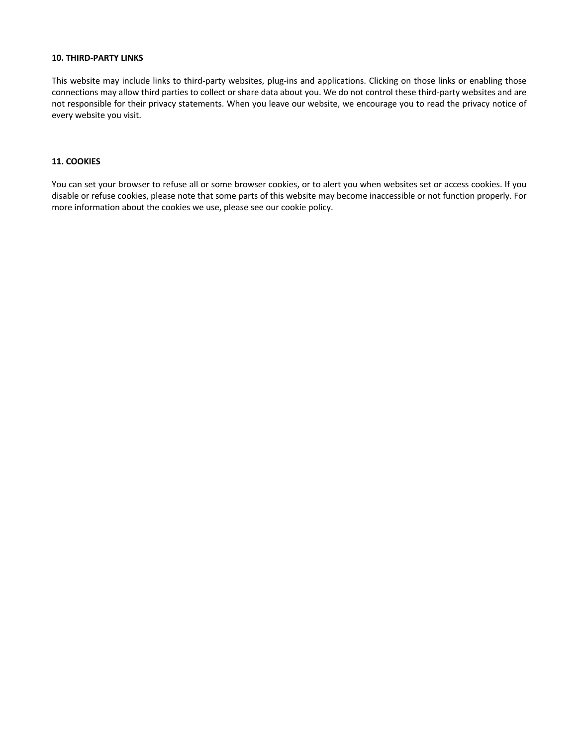**10. THIRD-PARTY LINKS**

This website may include links to third-party websites, plug-ins and applications. Clicking on those links or enabling those connections may allow third parties to collect or share data about you. We do not control these third-party websites and are not responsible for their privacy statements. When you leave our website, we encourage you to read the privacy notice of every website you visit.

**11. COOKIES**

You can set your browser to refuse all or some browser cookies, or to alert you when websites set or access cookies. If you disable or refuse cookies, please note that some parts of this website may become inaccessible or not function properly. For more information about the cookies we use, please see our cookie policy.